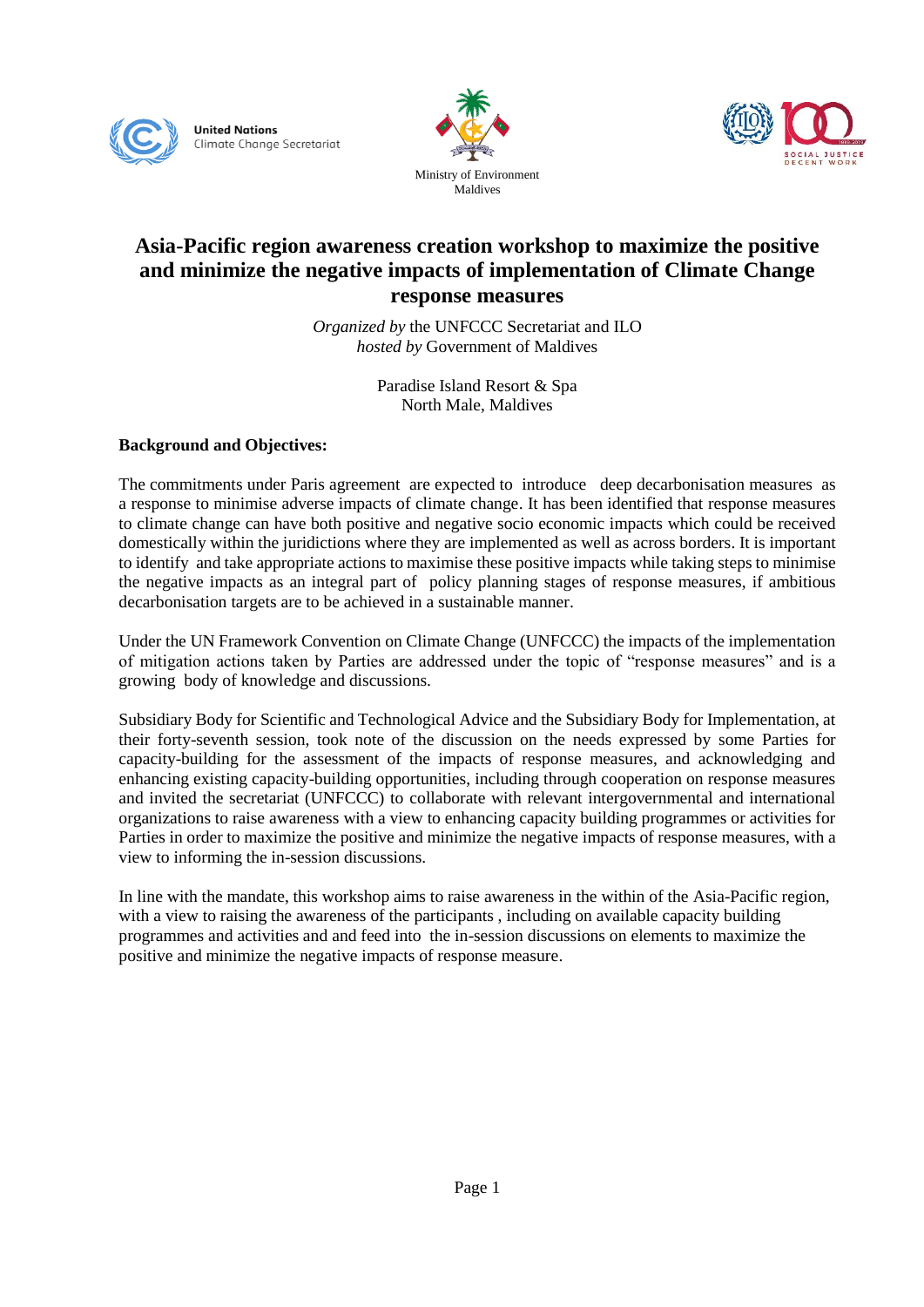United Nations
Climate Change Secretariat

Ministry of Environment
Maldives

# Asia-Pacific region awareness creation workshop to maximize the positive and minimize the negative impacts of implementation of Climate Change response measures

*Organized by* the UNFCCC Secretariat and ILO
*hosted by* Government of Maldives

Paradise Island Resort & Spa
North Male, Maldives

**Background and Objectives:**

The commitments under Paris agreement are expected to introduce deep decarbonisation measures as a response to minimise adverse impacts of climate change. It has been identified that response measures to climate change can have both positive and negative socio economic impacts which could be received domestically within the juridictions where they are implemented as well as across borders. It is important to identify and take appropriate actions to maximise these positive impacts while taking steps to minimise the negative impacts as an integral part of policy planning stages of response measures, if ambitious decarbonisation targets are to be achieved in a sustainable manner.

Under the UN Framework Convention on Climate Change (UNFCCC) the impacts of the implementation of mitigation actions taken by Parties are addressed under the topic of "response measures" and is a growing body of knowledge and discussions.

Subsidiary Body for Scientific and Technological Advice and the Subsidiary Body for Implementation, at their forty-seventh session, took note of the discussion on the needs expressed by some Parties for capacity-building for the assessment of the impacts of response measures, and acknowledging and enhancing existing capacity-building opportunities, including through cooperation on response measures and invited the secretariat (UNFCCC) to collaborate with relevant intergovernmental and international organizations to raise awareness with a view to enhancing capacity building programmes or activities for Parties in order to maximize the positive and minimize the negative impacts of response measures, with a view to informing the in-session discussions.

In line with the mandate, this workshop aims to raise awareness in the within of the Asia-Pacific region, with a view to raising the awareness of the participants , including on available capacity building programmes and activities and and feed into the in-session discussions on elements to maximize the positive and minimize the negative impacts of response measure.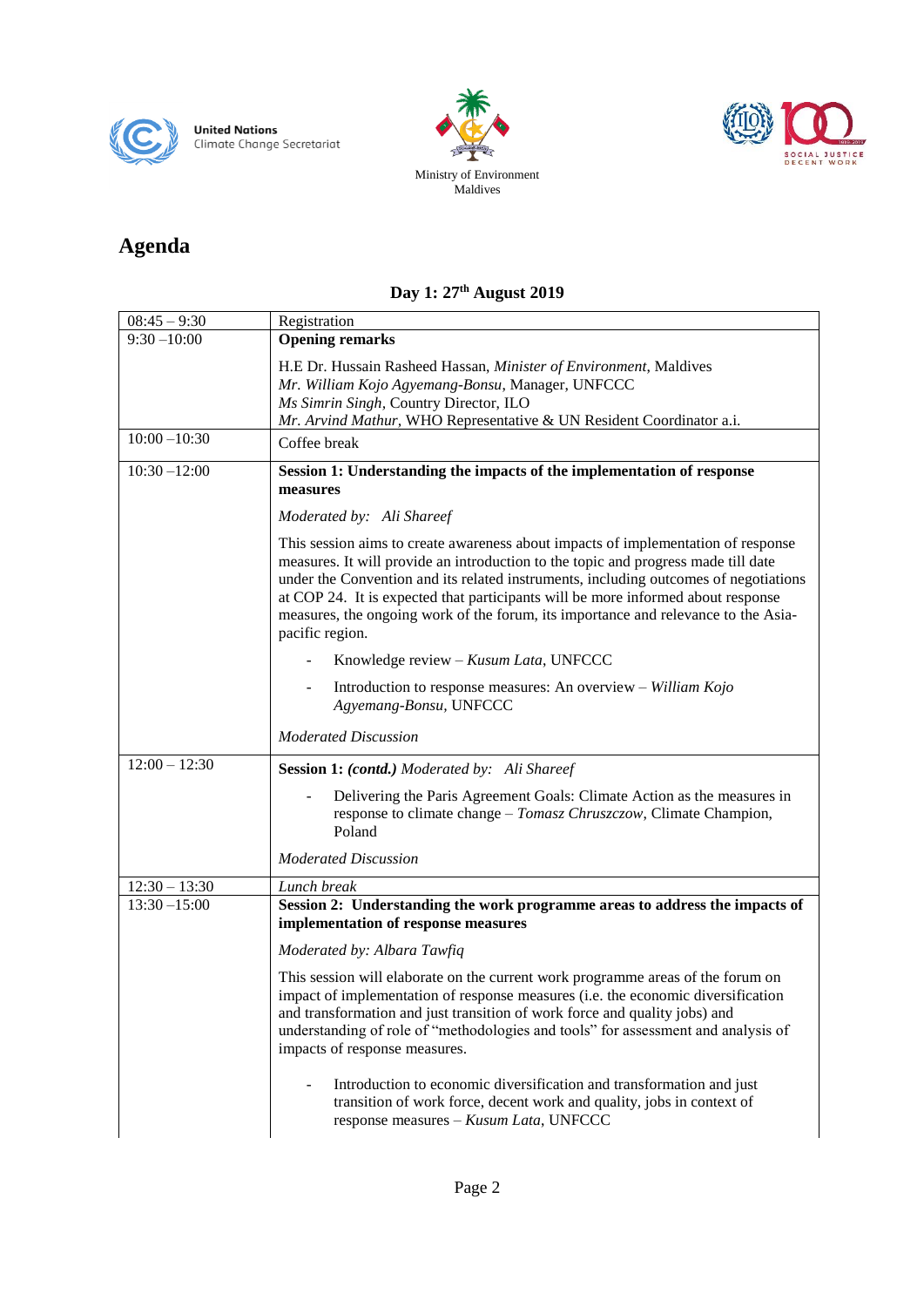United Nations
Climate Change Secretariat

Ministry of Environment
Maldives

# Agenda

## Day 1: 27th August 2019

| | |
|---|---|
| 08:45 – 9:30 | Registration |
| 9:30 –10:00 | **Opening remarks**<br><br>H.E Dr. Hussain Rasheed Hassan, *Minister of Environment*, Maldives<br>*Mr. William Kojo Agyemang-Bonsu*, Manager, UNFCCC<br>*Ms Simrin Singh*, Country Director, ILO<br>*Mr. Arvind Mathur*, WHO Representative & UN Resident Coordinator a.i. |
| 10:00 –10:30 | Coffee break |
| 10:30 –12:00 | **Session 1: Understanding the impacts of the implementation of response measures**<br><br>*Moderated by: Ali Shareef*<br><br>This session aims to create awareness about impacts of implementation of response measures. It will provide an introduction to the topic and progress made till date under the Convention and its related instruments, including outcomes of negotiations at COP 24. It is expected that participants will be more informed about response measures, the ongoing work of the forum, its importance and relevance to the Asia-pacific region.<br><br>- Knowledge review – *Kusum Lata*, UNFCCC<br>- Introduction to response measures: An overview – *William Kojo Agyemang-Bonsu*, UNFCCC<br><br>*Moderated Discussion* |
| 12:00 – 12:30 | **Session 1:** ***(contd.)*** *Moderated by: Ali Shareef*<br><br>- Delivering the Paris Agreement Goals: Climate Action as the measures in response to climate change – *Tomasz Chruszczow*, Climate Champion, Poland<br><br>*Moderated Discussion* |
| 12:30 – 13:30 | *Lunch break* |
| 13:30 –15:00 | **Session 2: Understanding the work programme areas to address the impacts of implementation of response measures**<br><br>*Moderated by: Albara Tawfiq*<br><br>This session will elaborate on the current work programme areas of the forum on impact of implementation of response measures (i.e. the economic diversification and transformation and just transition of work force and quality jobs) and understanding of role of "methodologies and tools" for assessment and analysis of impacts of response measures.<br><br>- Introduction to economic diversification and transformation and just transition of work force, decent work and quality, jobs in context of response measures – *Kusum Lata*, UNFCCC |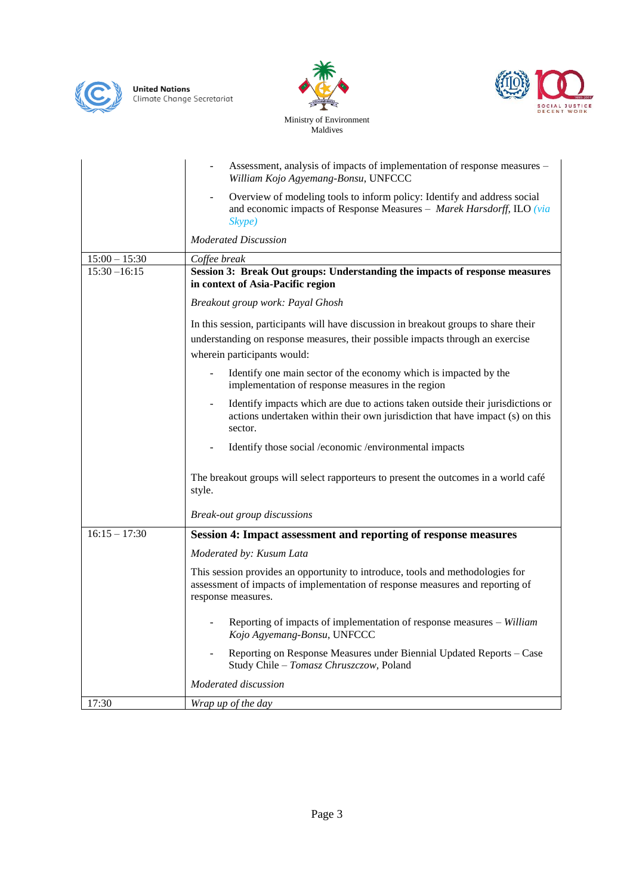| | |
|---|---|
| | - Assessment, analysis of impacts of implementation of response measures – *William Kojo Agyemang-Bonsu*, UNFCCC<br>- Overview of modeling tools to inform policy: Identify and address social and economic impacts of Response Measures – *Marek Harsdorff*, ILO *(via Skype)*<br><br>*Moderated Discussion* |
| 15:00 – 15:30 | *Coffee break* |
| 15:30 –16:15 | **Session 3: Break Out groups: Understanding the impacts of response measures in context of Asia-Pacific region**<br><br>*Breakout group work: Payal Ghosh*<br><br>In this session, participants will have discussion in breakout groups to share their understanding on response measures, their possible impacts through an exercise wherein participants would:<br>- Identify one main sector of the economy which is impacted by the implementation of response measures in the region<br>- Identify impacts which are due to actions taken outside their jurisdictions or actions undertaken within their own jurisdiction that have impact (s) on this sector.<br>- Identify those social /economic /environmental impacts<br><br>The breakout groups will select rapporteurs to present the outcomes in a world café style.<br><br>*Break-out group discussions* |
| 16:15 – 17:30 | **Session 4: Impact assessment and reporting of response measures**<br><br>*Moderated by: Kusum Lata*<br><br>This session provides an opportunity to introduce, tools and methodologies for assessment of impacts of implementation of response measures and reporting of response measures.<br>- Reporting of impacts of implementation of response measures – *William Kojo Agyemang-Bonsu*, UNFCCC<br>- Reporting on Response Measures under Biennial Updated Reports – Case Study Chile – *Tomasz Chruszczow*, Poland<br><br>*Moderated discussion* |
| 17:30 | *Wrap up of the day* |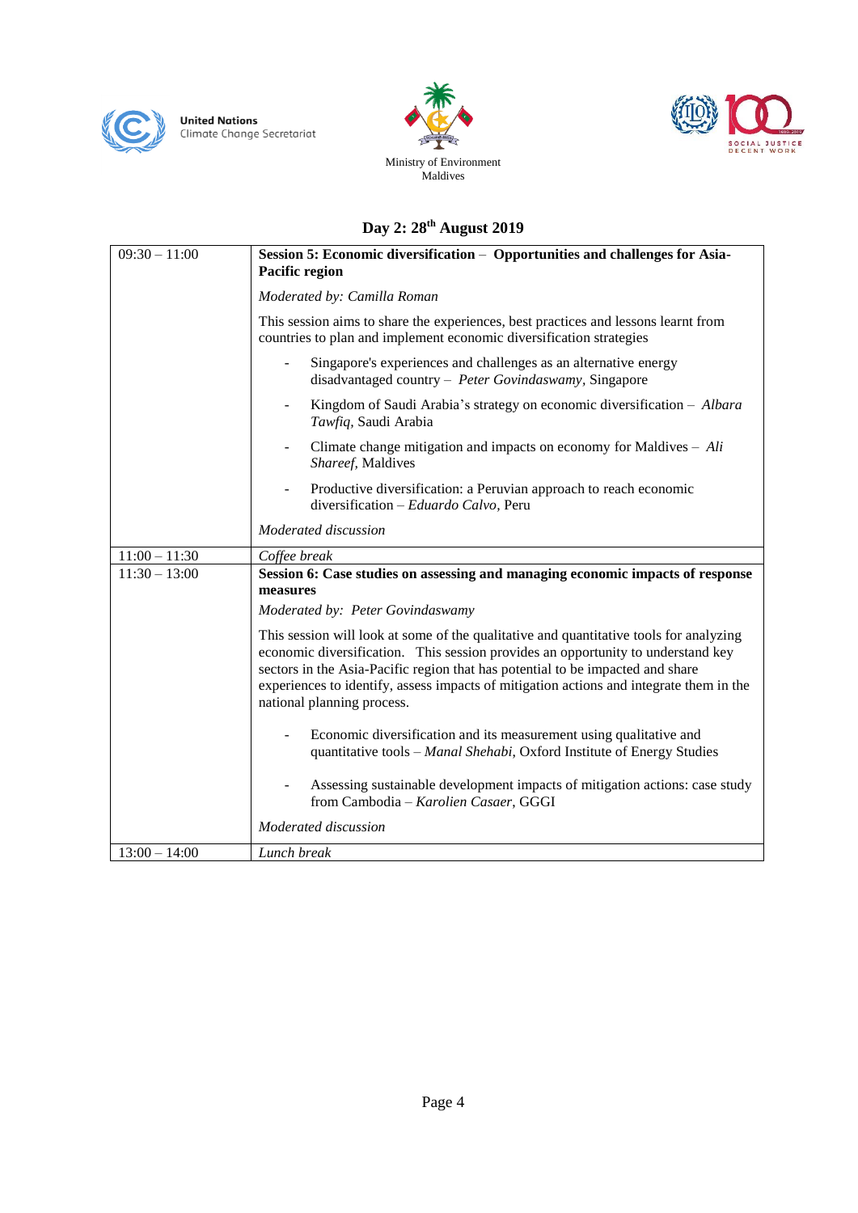United Nations
Climate Change Secretariat

Ministry of Environment
Maldives

## Day 2: 28th August 2019

| | |
|---|---|
| 09:30 – 11:00 | **Session 5: Economic diversification – Opportunities and challenges for Asia-Pacific region**<br><br>*Moderated by: Camilla Roman*<br><br>This session aims to share the experiences, best practices and lessons learnt from countries to plan and implement economic diversification strategies<br><br>- Singapore's experiences and challenges as an alternative energy disadvantaged country – *Peter Govindaswamy*, Singapore<br>- Kingdom of Saudi Arabia's strategy on economic diversification – *Albara Tawfiq*, Saudi Arabia<br>- Climate change mitigation and impacts on economy for Maldives – *Ali Shareef*, Maldives<br>- Productive diversification: a Peruvian approach to reach economic diversification – *Eduardo Calvo*, Peru<br><br>*Moderated discussion* |
| 11:00 – 11:30 | *Coffee break* |
| 11:30 – 13:00 | **Session 6: Case studies on assessing and managing economic impacts of response measures**<br><br>*Moderated by: Peter Govindaswamy*<br><br>This session will look at some of the qualitative and quantitative tools for analyzing economic diversification. This session provides an opportunity to understand key sectors in the Asia-Pacific region that has potential to be impacted and share experiences to identify, assess impacts of mitigation actions and integrate them in the national planning process.<br><br>- Economic diversification and its measurement using qualitative and quantitative tools – *Manal Shehabi*, Oxford Institute of Energy Studies<br>- Assessing sustainable development impacts of mitigation actions: case study from Cambodia – *Karolien Casaer*, GGGI<br><br>*Moderated discussion* |
| 13:00 – 14:00 | *Lunch break* |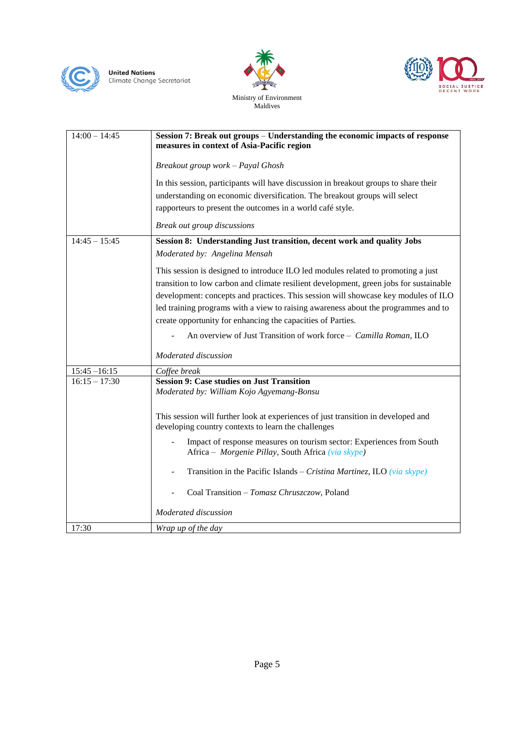United Nations
Climate Change Secretariat

Ministry of Environment
Maldives

| | |
|---|---|
| 14:00 – 14:45 | **Session 7: Break out groups – Understanding the economic impacts of response measures in context of Asia-Pacific region**<br><br>*Breakout group work – Payal Ghosh*<br><br>In this session, participants will have discussion in breakout groups to share their understanding on economic diversification. The breakout groups will select rapporteurs to present the outcomes in a world café style.<br><br>*Break out group discussions* |
| 14:45 – 15:45 | **Session 8: Understanding Just transition, decent work and quality Jobs**<br>*Moderated by: Angelina Mensah*<br><br>This session is designed to introduce ILO led modules related to promoting a just transition to low carbon and climate resilient development, green jobs for sustainable development: concepts and practices. This session will showcase key modules of ILO led training programs with a view to raising awareness about the programmes and to create opportunity for enhancing the capacities of Parties.<br><br>- An overview of Just Transition of work force – *Camilla Roman*, ILO<br><br>*Moderated discussion* |
| 15:45 –16:15 | *Coffee break* |
| 16:15 – 17:30 | **Session 9: Case studies on Just Transition**<br>*Moderated by: William Kojo Agyemang-Bonsu*<br><br>This session will further look at experiences of just transition in developed and developing country contexts to learn the challenges<br><br>- Impact of response measures on tourism sector: Experiences from South Africa – *Morgenie Pillay*, South Africa *(via skype)*<br>- Transition in the Pacific Islands – *Cristina Martinez*, ILO *(via skype)*<br>- Coal Transition – *Tomasz Chruszczow*, Poland<br><br>*Moderated discussion* |
| 17:30 | *Wrap up of the day* |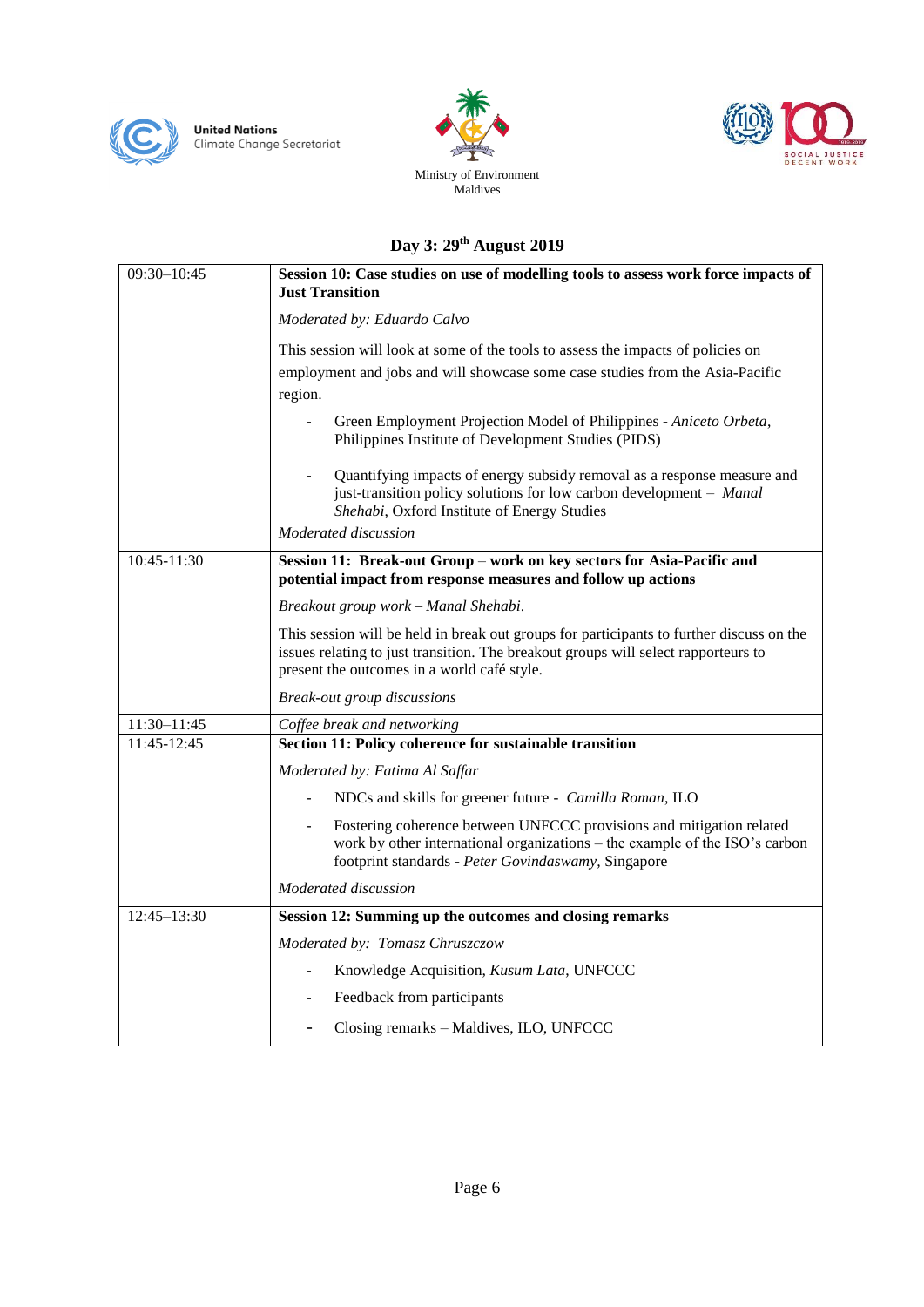United Nations
Climate Change Secretariat

Ministry of Environment
Maldives

## Day 3: 29th August 2019

| | |
|---|---|
| 09:30–10:45 | **Session 10: Case studies on use of modelling tools to assess work force impacts of Just Transition**<br><br>*Moderated by: Eduardo Calvo*<br><br>This session will look at some of the tools to assess the impacts of policies on employment and jobs and will showcase some case studies from the Asia-Pacific region.<br><br>- Green Employment Projection Model of Philippines - *Aniceto Orbeta*, Philippines Institute of Development Studies (PIDS)<br>- Quantifying impacts of energy subsidy removal as a response measure and just-transition policy solutions for low carbon development – *Manal Shehabi*, Oxford Institute of Energy Studies<br><br>*Moderated discussion* |
| 10:45-11:30 | **Session 11: Break-out Group – work on key sectors for Asia-Pacific and potential impact from response measures and follow up actions**<br><br>*Breakout group work – Manal Shehabi.*<br><br>This session will be held in break out groups for participants to further discuss on the issues relating to just transition. The breakout groups will select rapporteurs to present the outcomes in a world café style.<br><br>*Break-out group discussions* |
| 11:30–11:45 | *Coffee break and networking* |
| 11:45-12:45 | **Section 11: Policy coherence for sustainable transition**<br><br>*Moderated by: Fatima Al Saffar*<br><br>- NDCs and skills for greener future - *Camilla Roman*, ILO<br>- Fostering coherence between UNFCCC provisions and mitigation related work by other international organizations – the example of the ISO's carbon footprint standards - *Peter Govindaswamy*, Singapore<br><br>*Moderated discussion* |
| 12:45–13:30 | **Session 12: Summing up the outcomes and closing remarks**<br><br>*Moderated by: Tomasz Chruszczow*<br><br>- Knowledge Acquisition, *Kusum Lata*, UNFCCC<br>- Feedback from participants<br>- Closing remarks – Maldives, ILO, UNFCCC |